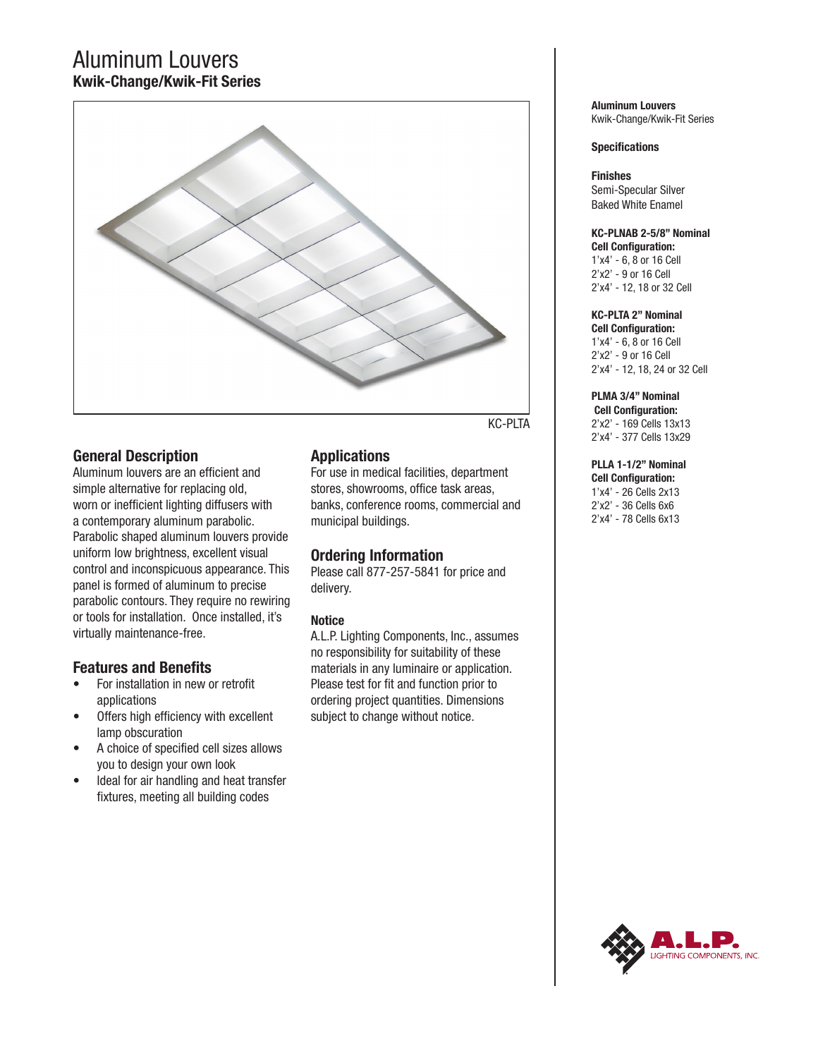# Aluminum Louvers

## Kwik-Change/Kwik-Fit Series

KC-PLTA

## General Description

Aluminum louvers are an efficient and simple alternative for replacing old, worn or inefficient lighting diffusers with a contemporary aluminum parabolic. Parabolic shaped aluminum louvers provide uniform low brightness, excellent visual control and inconspicuous appearance. This panel is formed of aluminum to precise parabolic contours. They require no rewiring or tools for installation. Once installed, it's virtually maintenance-free.

## Features and Benefits

- For installation in new or retrofit applications
- Offers high efficiency with excellent lamp obscuration
- A choice of specified cell sizes allows you to design your own look
- Ideal for air handling and heat transfer fixtures, meeting all building codes

## Applications

For use in medical facilities, department stores, showrooms, office task areas, banks, conference rooms, commercial and municipal buildings.

## Ordering Information

Please call 877-257-5841 for price and delivery.

### Notice

A.L.P. Lighting Components, Inc., assumes no responsibility for suitability of these materials in any luminaire or application. Please test for fit and function prior to ordering project quantities. Dimensions subject to change without notice.

**Aluminum Louvers**
Kwik-Change/Kwik-Fit Series

**Specifications**

**Finishes**
Semi-Specular Silver
Baked White Enamel

**KC-PLNAB 2-5/8" Nominal**
**Cell Configuration:**
1'x4' - 6, 8 or 16 Cell
2'x2' - 9 or 16 Cell
2'x4' - 12, 18 or 32 Cell

**KC-PLTA 2" Nominal**
**Cell Configuration:**
1'x4' - 6, 8 or 16 Cell
2'x2' - 9 or 16 Cell
2'x4' - 12, 18, 24 or 32 Cell

**PLMA 3/4" Nominal**
**Cell Configuration:**
2'x2' - 169 Cells 13x13
2'x4' - 377 Cells 13x29

**PLLA 1-1/2" Nominal**
**Cell Configuration:**
1'x4' - 26 Cells 2x13
2'x2' - 36 Cells 6x6
2'x4' - 78 Cells 6x13

A.L.P. LIGHTING COMPONENTS, INC.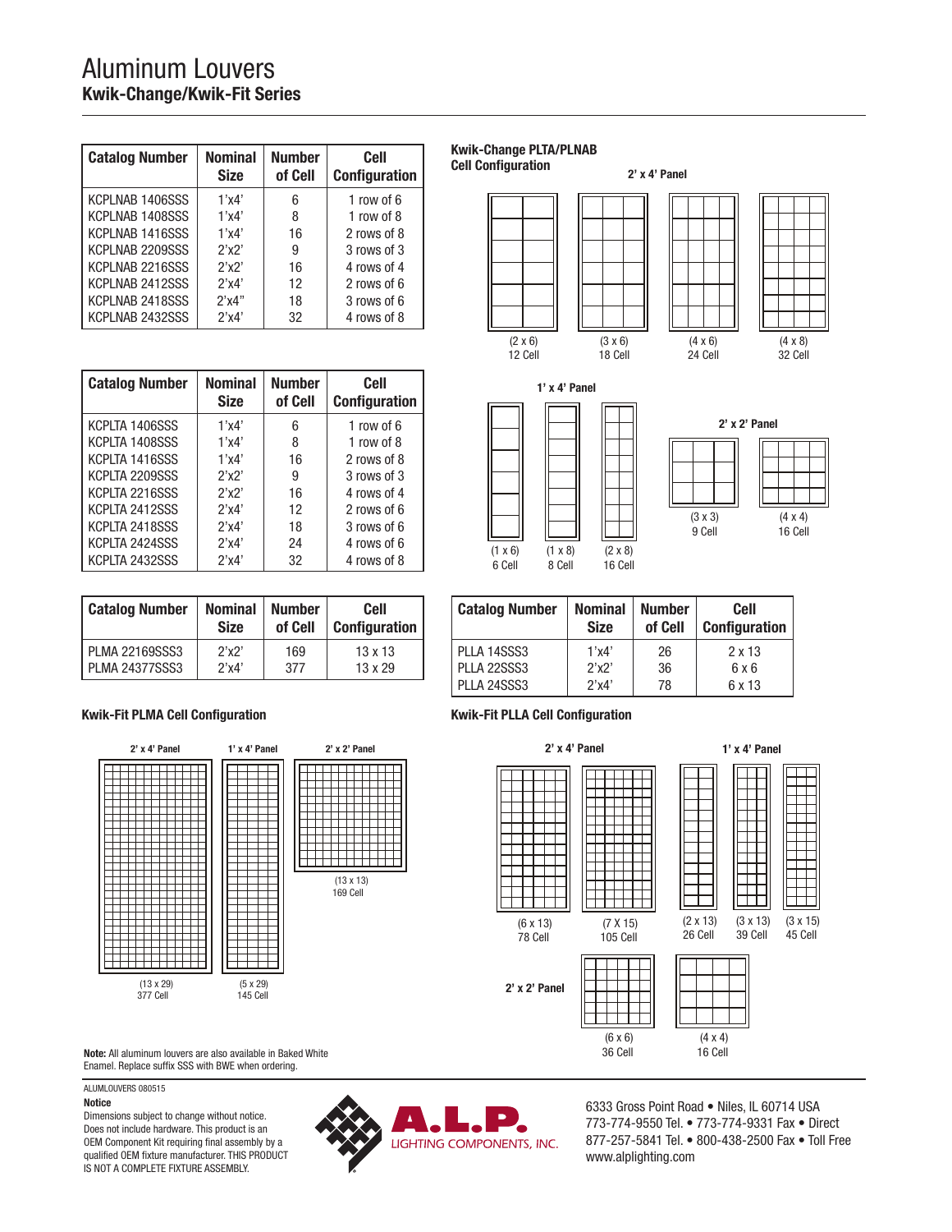# Aluminum Louvers

## Kwik-Change/Kwik-Fit Series

| Catalog Number | Nominal Size | Number of Cell | Cell Configuration |
|---|---|---|---|
| KCPLNAB 1406SSS | 1'x4' | 6 | 1 row of 6 |
| KCPLNAB 1408SSS | 1'x4' | 8 | 1 row of 8 |
| KCPLNAB 1416SSS | 1'x4' | 16 | 2 rows of 8 |
| KCPLNAB 2209SSS | 2'x2' | 9 | 3 rows of 3 |
| KCPLNAB 2216SSS | 2'x2' | 16 | 4 rows of 4 |
| KCPLNAB 2412SSS | 2'x4' | 12 | 2 rows of 6 |
| KCPLNAB 2418SSS | 2'x4" | 18 | 3 rows of 6 |
| KCPLNAB 2432SSS | 2'x4' | 32 | 4 rows of 8 |

| Catalog Number | Nominal Size | Number of Cell | Cell Configuration |
|---|---|---|---|
| KCPLTA 1406SSS | 1'x4' | 6 | 1 row of 6 |
| KCPLTA 1408SSS | 1'x4' | 8 | 1 row of 8 |
| KCPLTA 1416SSS | 1'x4' | 16 | 2 rows of 8 |
| KCPLTA 2209SSS | 2'x2' | 9 | 3 rows of 3 |
| KCPLTA 2216SSS | 2'x2' | 16 | 4 rows of 4 |
| KCPLTA 2412SSS | 2'x4' | 12 | 2 rows of 6 |
| KCPLTA 2418SSS | 2'x4' | 18 | 3 rows of 6 |
| KCPLTA 2424SSS | 2'x4' | 24 | 4 rows of 6 |
| KCPLTA 2432SSS | 2'x4' | 32 | 4 rows of 8 |

### Kwik-Change PLTA/PLNAB Cell Configuration

2' x 4' Panel

(2 x 6) 12 Cell
(3 x 6) 18 Cell
(4 x 6) 24 Cell
(4 x 8) 32 Cell

1' x 4' Panel

(1 x 6) 6 Cell
(1 x 8) 8 Cell
(2 x 8) 16 Cell

2' x 2' Panel

(3 x 3) 9 Cell
(4 x 4) 16 Cell

| Catalog Number | Nominal Size | Number of Cell | Cell Configuration |
|---|---|---|---|
| PLMA 22169SSS3 | 2'x2' | 169 | 13 x 13 |
| PLMA 24377SSS3 | 2'x4' | 377 | 13 x 29 |

### Kwik-Fit PLMA Cell Configuration

2' x 4' Panel
(13 x 29) 377 Cell

1' x 4' Panel
(5 x 29) 145 Cell

2' x 2' Panel
(13 x 13) 169 Cell

| Catalog Number | Nominal Size | Number of Cell | Cell Configuration |
|---|---|---|---|
| PLLA 14SSS3 | 1'x4' | 26 | 2 x 13 |
| PLLA 22SSS3 | 2'x2' | 36 | 6 x 6 |
| PLLA 24SSS3 | 2'x4' | 78 | 6 x 13 |

### Kwik-Fit PLLA Cell Configuration

2' x 4' Panel

(6 x 13) 78 Cell
(7 X 15) 105 Cell

1' x 4' Panel

(2 x 13) 26 Cell
(3 x 13) 39 Cell
(3 x 15) 45 Cell

2' x 2' Panel

(6 x 6) 36 Cell
(4 x 4) 16 Cell

**Note:** All aluminum louvers are also available in Baked White Enamel. Replace suffix SSS with BWE when ordering.

ALUMLOUVERS 080515

**Notice**
Dimensions subject to change without notice. Does not include hardware. This product is an OEM Component Kit requiring final assembly by a qualified OEM fixture manufacturer. THIS PRODUCT IS NOT A COMPLETE FIXTURE ASSEMBLY.

A.L.P. LIGHTING COMPONENTS, INC.

6333 Gross Point Road • Niles, IL 60714 USA
773-774-9550 Tel. • 773-774-9331 Fax • Direct
877-257-5841 Tel. • 800-438-2500 Fax • Toll Free
www.alplighting.com